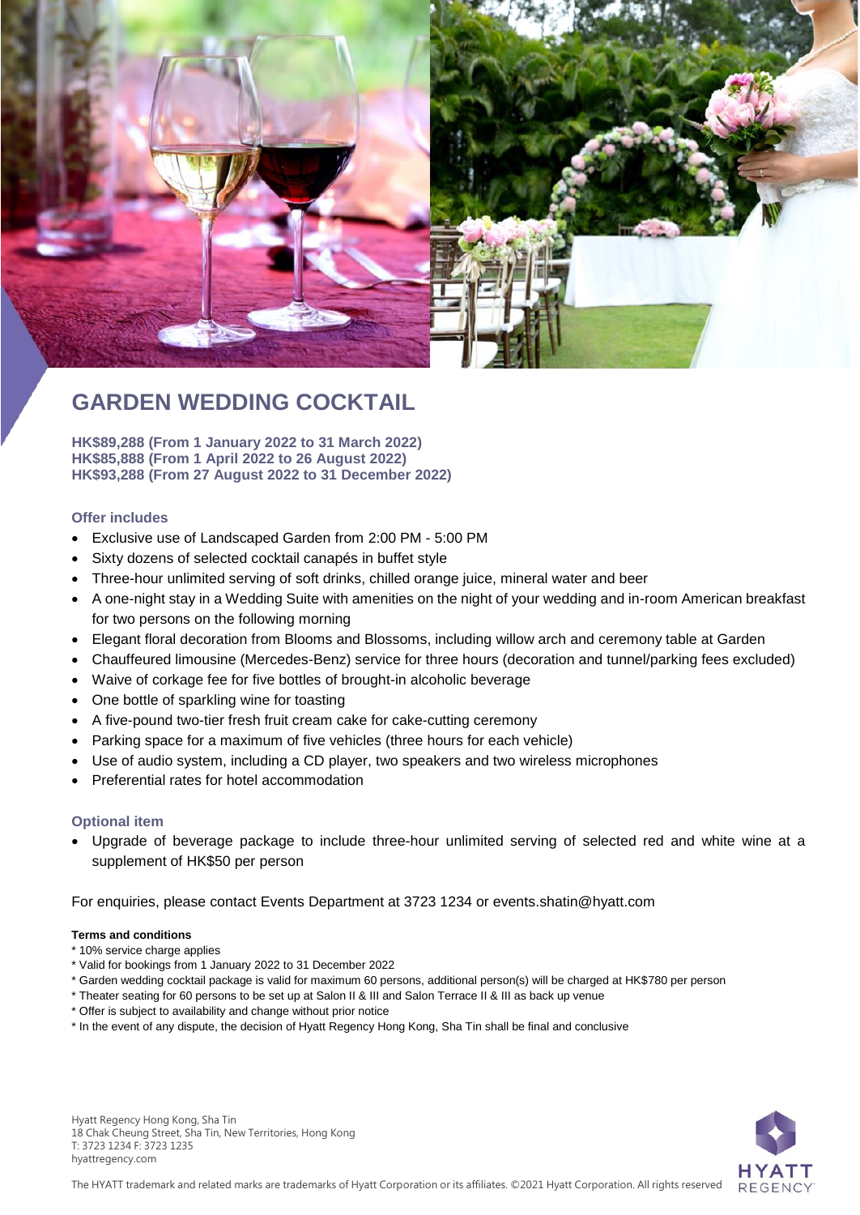# GARDEN WEDDING COCKTAIL

**HK$89,288 (From 1 January 2022 to 31 March 2022)**
**HK$85,888 (From 1 April 2022 to 26 August 2022)**
**HK$93,288 (From 27 August 2022 to 31 December 2022)**

### Offer includes

- Exclusive use of Landscaped Garden from 2:00 PM - 5:00 PM
- Sixty dozens of selected cocktail canapés in buffet style
- Three-hour unlimited serving of soft drinks, chilled orange juice, mineral water and beer
- A one-night stay in a Wedding Suite with amenities on the night of your wedding and in-room American breakfast for two persons on the following morning
- Elegant floral decoration from Blooms and Blossoms, including willow arch and ceremony table at Garden
- Chauffeured limousine (Mercedes-Benz) service for three hours (decoration and tunnel/parking fees excluded)
- Waive of corkage fee for five bottles of brought-in alcoholic beverage
- One bottle of sparkling wine for toasting
- A five-pound two-tier fresh fruit cream cake for cake-cutting ceremony
- Parking space for a maximum of five vehicles (three hours for each vehicle)
- Use of audio system, including a CD player, two speakers and two wireless microphones
- Preferential rates for hotel accommodation

### Optional item

- Upgrade of beverage package to include three-hour unlimited serving of selected red and white wine at a supplement of HK$50 per person

For enquiries, please contact Events Department at 3723 1234 or events.shatin@hyatt.com

**Terms and conditions**

* 10% service charge applies
* Valid for bookings from 1 January 2022 to 31 December 2022
* Garden wedding cocktail package is valid for maximum 60 persons, additional person(s) will be charged at HK$780 per person
* Theater seating for 60 persons to be set up at Salon II & III and Salon Terrace II & III as back up venue
* Offer is subject to availability and change without prior notice
* In the event of any dispute, the decision of Hyatt Regency Hong Kong, Sha Tin shall be final and conclusive

Hyatt Regency Hong Kong, Sha Tin
18 Chak Cheung Street, Sha Tin, New Territories, Hong Kong
T: 3723 1234 F: 3723 1235
hyattregency.com

The HYATT trademark and related marks are trademarks of Hyatt Corporation or its affiliates. ©2021 Hyatt Corporation. All rights reserved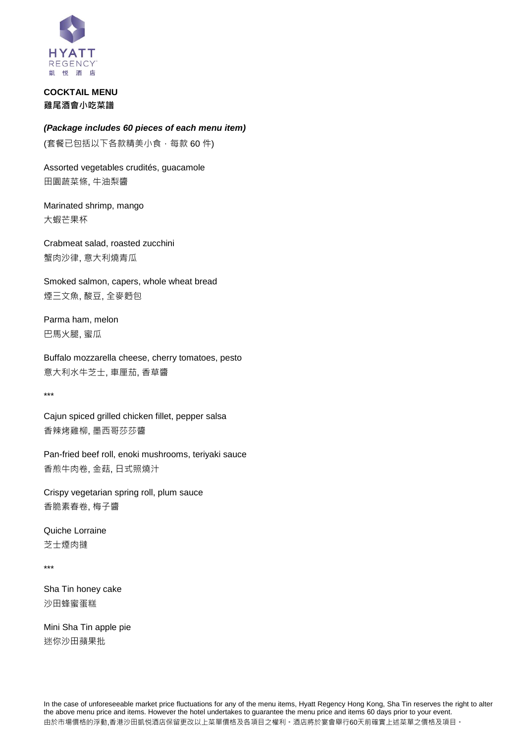HYATT
REGENCY
凱 悅 酒 店

**COCKTAIL MENU**
**雞尾酒會小吃菜譜**

***(Package includes 60 pieces of each menu item)***
(套餐已包括以下各款精美小食，每款 60 件)

Assorted vegetables crudités, guacamole
田園蔬菜條, 牛油梨醬

Marinated shrimp, mango
大蝦芒果杯

Crabmeat salad, roasted zucchini
蟹肉沙律, 意大利燒青瓜

Smoked salmon, capers, whole wheat bread
煙三文魚, 酸豆, 全麥麪包

Parma ham, melon
巴馬火腿, 蜜瓜

Buffalo mozzarella cheese, cherry tomatoes, pesto
意大利水牛芝士, 車厘茄, 香草醬

***

Cajun spiced grilled chicken fillet, pepper salsa
香辣烤雞柳, 墨西哥莎莎醬

Pan-fried beef roll, enoki mushrooms, teriyaki sauce
香煎牛肉卷, 金菇, 日式照燒汁

Crispy vegetarian spring roll, plum sauce
香脆素春卷, 梅子醬

Quiche Lorraine
芝士煙肉撻

***

Sha Tin honey cake
沙田蜂蜜蛋糕

Mini Sha Tin apple pie
迷你沙田蘋果批

In the case of unforeseeable market price fluctuations for any of the menu items, Hyatt Regency Hong Kong, Sha Tin reserves the right to alter the above menu price and items. However the hotel undertakes to guarantee the menu price and items 60 days prior to your event.
由於市場價格的浮動,香港沙田凱悅酒店保留更改以上菜單價格及各項目之權利。酒店將於宴會舉行60天前確實上述菜單之價格及項目。